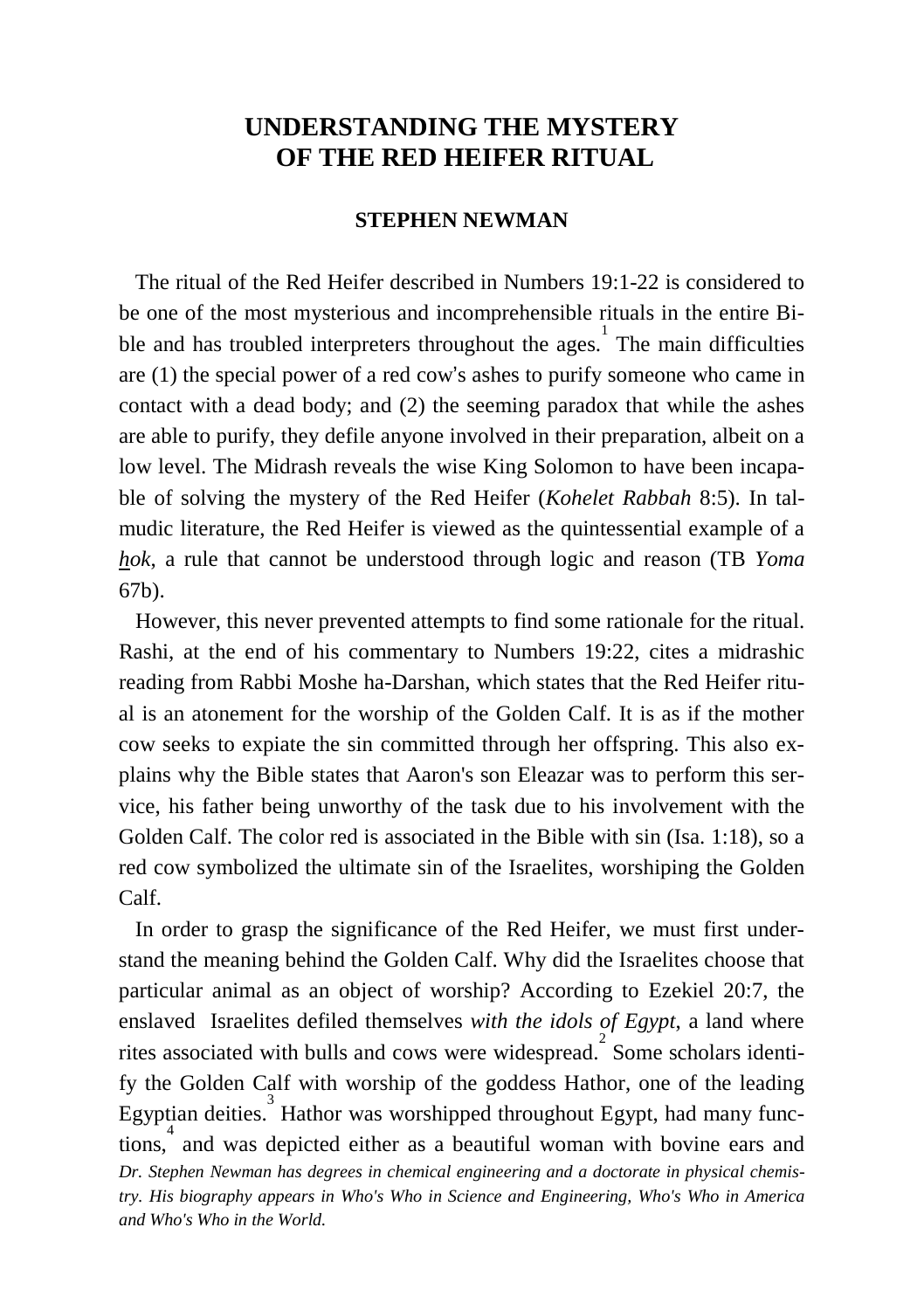# UNDERSTANDING THE MYSTERY OF THE RED HEIFER RITUAL

**STEPHEN NEWMAN**

The ritual of the Red Heifer described in Numbers 19:1-22 is considered to be one of the most mysterious and incomprehensible rituals in the entire Bible and has troubled interpreters throughout the ages.[1] The main difficulties are (1) the special power of a red cow's ashes to purify someone who came in contact with a dead body; and (2) the seeming paradox that while the ashes are able to purify, they defile anyone involved in their preparation, albeit on a low level. The Midrash reveals the wise King Solomon to have been incapable of solving the mystery of the Red Heifer (*Kohelet Rabbah* 8:5). In talmudic literature, the Red Heifer is viewed as the quintessential example of a *hok*, a rule that cannot be understood through logic and reason (TB *Yoma* 67b).

However, this never prevented attempts to find some rationale for the ritual. Rashi, at the end of his commentary to Numbers 19:22, cites a midrashic reading from Rabbi Moshe ha-Darshan, which states that the Red Heifer ritual is an atonement for the worship of the Golden Calf. It is as if the mother cow seeks to expiate the sin committed through her offspring. This also explains why the Bible states that Aaron's son Eleazar was to perform this service, his father being unworthy of the task due to his involvement with the Golden Calf. The color red is associated in the Bible with sin (Isa. 1:18), so a red cow symbolized the ultimate sin of the Israelites, worshiping the Golden Calf.

In order to grasp the significance of the Red Heifer, we must first understand the meaning behind the Golden Calf. Why did the Israelites choose that particular animal as an object of worship? According to Ezekiel 20:7, the enslaved Israelites defiled themselves *with the idols of Egypt*, a land where rites associated with bulls and cows were widespread.[2] Some scholars identify the Golden Calf with worship of the goddess Hathor, one of the leading Egyptian deities.[3] Hathor was worshipped throughout Egypt, had many functions,[4] and was depicted either as a beautiful woman with bovine ears and

*Dr. Stephen Newman has degrees in chemical engineering and a doctorate in physical chemistry. His biography appears in Who's Who in Science and Engineering, Who's Who in America and Who's Who in the World.*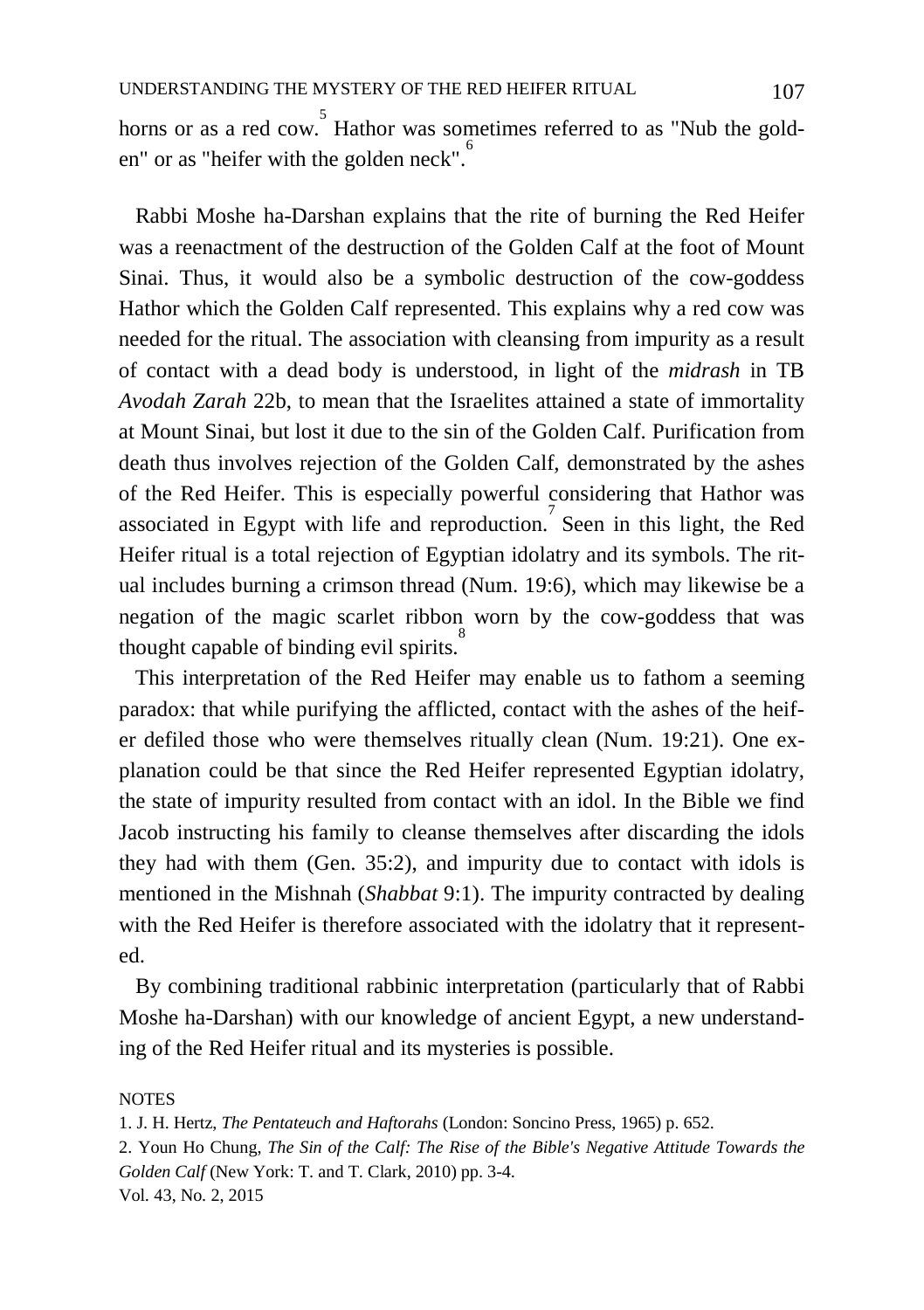horns or as a red cow.[5] Hathor was sometimes referred to as "Nub the golden" or as "heifer with the golden neck".[6]

Rabbi Moshe ha-Darshan explains that the rite of burning the Red Heifer was a reenactment of the destruction of the Golden Calf at the foot of Mount Sinai. Thus, it would also be a symbolic destruction of the cow-goddess Hathor which the Golden Calf represented. This explains why a red cow was needed for the ritual. The association with cleansing from impurity as a result of contact with a dead body is understood, in light of the *midrash* in TB *Avodah Zarah* 22b, to mean that the Israelites attained a state of immortality at Mount Sinai, but lost it due to the sin of the Golden Calf. Purification from death thus involves rejection of the Golden Calf, demonstrated by the ashes of the Red Heifer. This is especially powerful considering that Hathor was associated in Egypt with life and reproduction.[7] Seen in this light, the Red Heifer ritual is a total rejection of Egyptian idolatry and its symbols. The ritual includes burning a crimson thread (Num. 19:6), which may likewise be a negation of the magic scarlet ribbon worn by the cow-goddess that was thought capable of binding evil spirits.[8]

This interpretation of the Red Heifer may enable us to fathom a seeming paradox: that while purifying the afflicted, contact with the ashes of the heifer defiled those who were themselves ritually clean (Num. 19:21). One explanation could be that since the Red Heifer represented Egyptian idolatry, the state of impurity resulted from contact with an idol. In the Bible we find Jacob instructing his family to cleanse themselves after discarding the idols they had with them (Gen. 35:2), and impurity due to contact with idols is mentioned in the Mishnah (*Shabbat* 9:1). The impurity contracted by dealing with the Red Heifer is therefore associated with the idolatry that it represented.

By combining traditional rabbinic interpretation (particularly that of Rabbi Moshe ha-Darshan) with our knowledge of ancient Egypt, a new understanding of the Red Heifer ritual and its mysteries is possible.

NOTES

1. J. H. Hertz, *The Pentateuch and Haftorahs* (London: Soncino Press, 1965) p. 652.

2. Youn Ho Chung, *The Sin of the Calf: The Rise of the Bible's Negative Attitude Towards the Golden Calf* (New York: T. and T. Clark, 2010) pp. 3-4.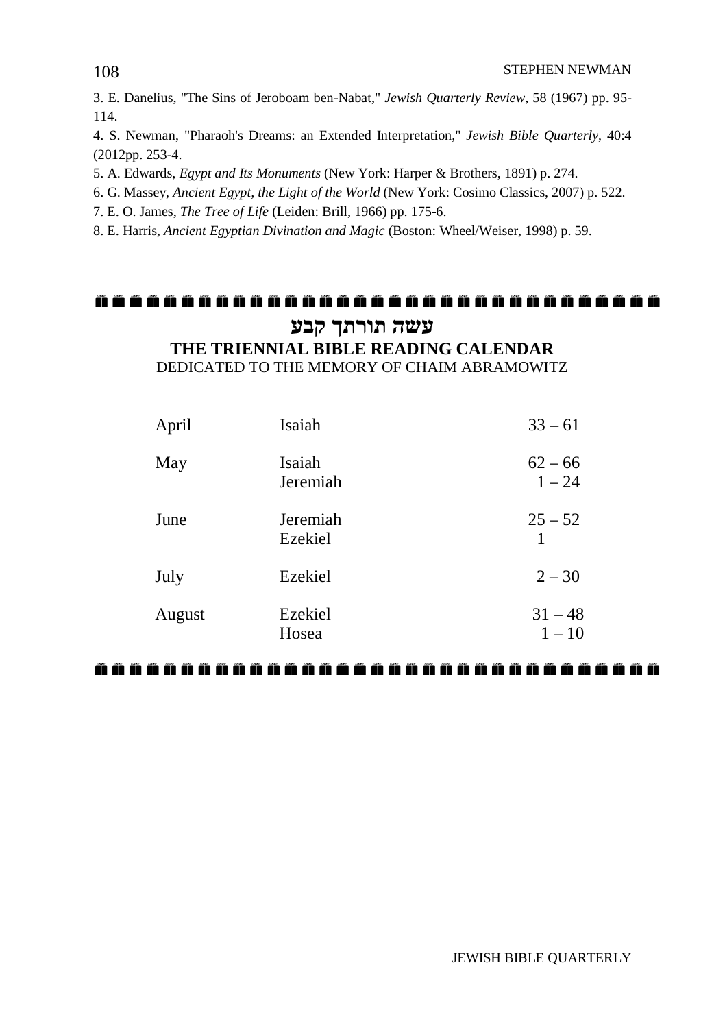3. E. Danelius, "The Sins of Jeroboam ben-Nabat," *Jewish Quarterly Review*, 58 (1967) pp. 95-114.

4. S. Newman, "Pharaoh's Dreams: an Extended Interpretation," *Jewish Bible Quarterly*, 40:4 (2012pp. 253-4.

5. A. Edwards, *Egypt and Its Monuments* (New York: Harper & Brothers, 1891) p. 274.

6. G. Massey, *Ancient Egypt, the Light of the World* (New York: Cosimo Classics, 2007) p. 522.

7. E. O. James, *The Tree of Life* (Leiden: Brill, 1966) pp. 175-6.

8. E. Harris, *Ancient Egyptian Divination and Magic* (Boston: Wheel/Weiser, 1998) p. 59.

## עשה תורתך קבע

## THE TRIENNIAL BIBLE READING CALENDAR

DEDICATED TO THE MEMORY OF CHAIM ABRAMOWITZ

| | | |
|---|---|---|
| April | Isaiah | 33 – 61 |
| May | Isaiah | 62 – 66 |
| | Jeremiah | 1 – 24 |
| June | Jeremiah | 25 – 52 |
| | Ezekiel | 1 |
| July | Ezekiel | 2 – 30 |
| August | Ezekiel | 31 – 48 |
| | Hosea | 1 – 10 |